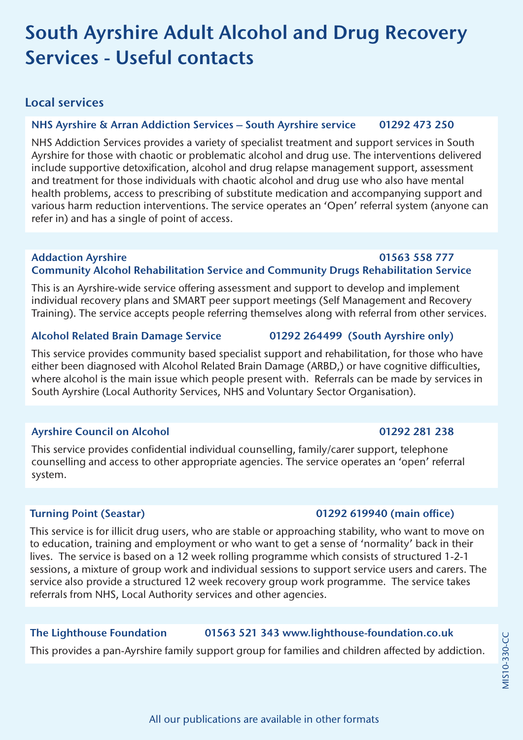# South Ayrshire Adult Alcohol and Drug Recovery Services - Useful contacts

## Local services

### NHS Ayrshire & Arran Addiction Services – South Ayrshire service 01292 473 250

NHS Addiction Services provides a variety of specialist treatment and support services in South Ayrshire for those with chaotic or problematic alcohol and drug use. The interventions delivered include supportive detoxification, alcohol and drug relapse management support, assessment and treatment for those individuals with chaotic alcohol and drug use who also have mental health problems, access to prescribing of substitute medication and accompanying support and various harm reduction interventions. The service operates an 'Open' referral system (anyone can refer in) and has a single of point of access.

### Addaction Ayrshire 01563 558 777
### Community Alcohol Rehabilitation Service and Community Drugs Rehabilitation Service

This is an Ayrshire-wide service offering assessment and support to develop and implement individual recovery plans and SMART peer support meetings (Self Management and Recovery Training). The service accepts people referring themselves along with referral from other services.

### Alcohol Related Brain Damage Service 01292 264499 (South Ayrshire only)

This service provides community based specialist support and rehabilitation, for those who have either been diagnosed with Alcohol Related Brain Damage (ARBD,) or have cognitive difficulties, where alcohol is the main issue which people present with. Referrals can be made by services in South Ayrshire (Local Authority Services, NHS and Voluntary Sector Organisation).

### Ayrshire Council on Alcohol 01292 281 238

This service provides confidential individual counselling, family/carer support, telephone counselling and access to other appropriate agencies. The service operates an 'open' referral system.

### Turning Point (Seastar) 01292 619940 (main office)

This service is for illicit drug users, who are stable or approaching stability, who want to move on to education, training and employment or who want to get a sense of 'normality' back in their lives. The service is based on a 12 week rolling programme which consists of structured 1-2-1 sessions, a mixture of group work and individual sessions to support service users and carers. The service also provide a structured 12 week recovery group work programme. The service takes referrals from NHS, Local Authority services and other agencies.

### The Lighthouse Foundation 01563 521 343 www.lighthouse-foundation.co.uk

This provides a pan-Ayrshire family support group for families and children affected by addiction.

MIS10-330-CC

All our publications are available in other formats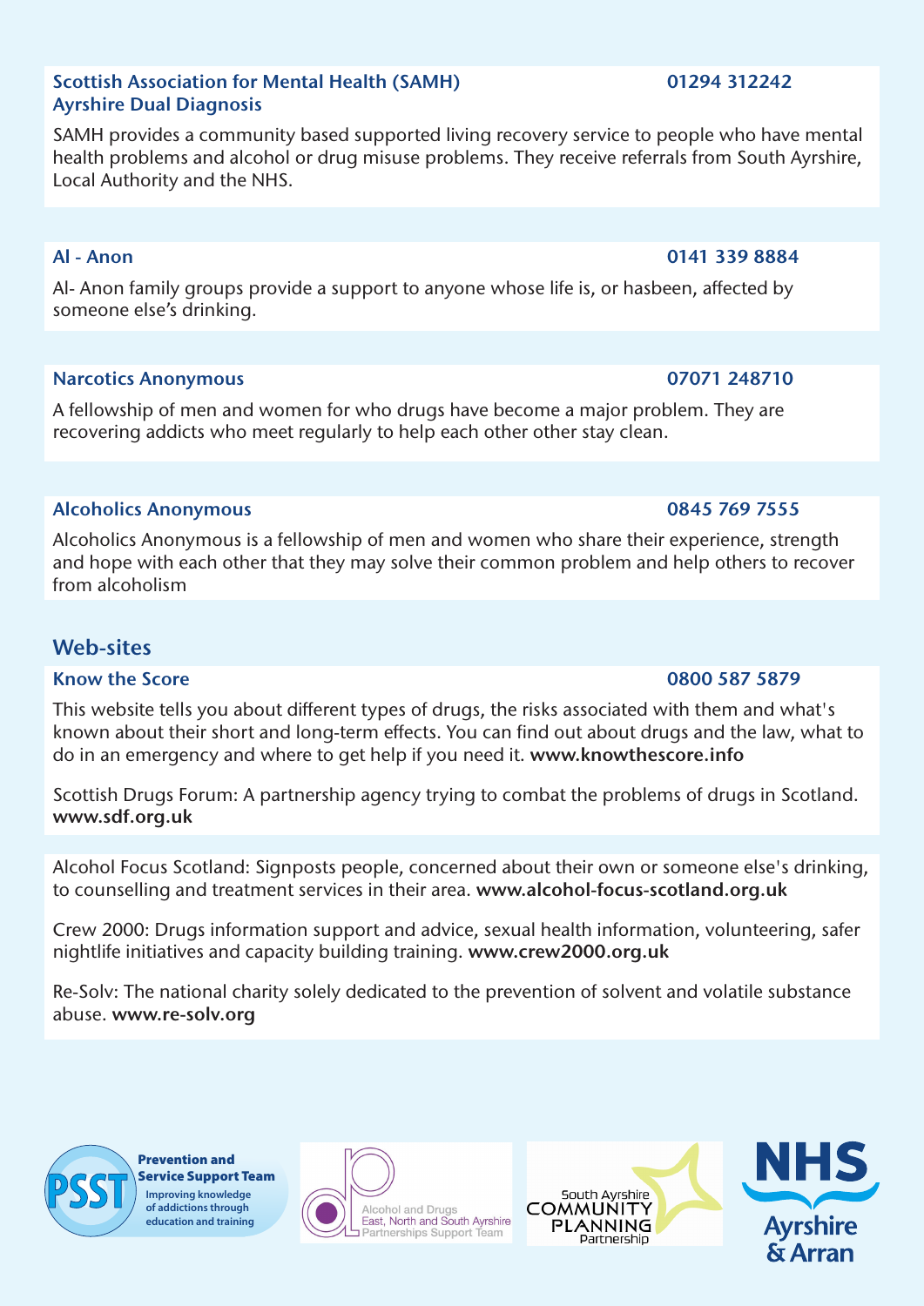**Scottish Association for Mental Health (SAMH) Ayrshire Dual Diagnosis** 01294 312242

SAMH provides a community based supported living recovery service to people who have mental health problems and alcohol or drug misuse problems. They receive referrals from South Ayrshire, Local Authority and the NHS.

**Al - Anon** 0141 339 8884

Al- Anon family groups provide a support to anyone whose life is, or hasbeen, affected by someone else's drinking.

**Narcotics Anonymous** 07071 248710

A fellowship of men and women for who drugs have become a major problem. They are recovering addicts who meet regularly to help each other other stay clean.

**Alcoholics Anonymous** 0845 769 7555

Alcoholics Anonymous is a fellowship of men and women who share their experience, strength and hope with each other that they may solve their common problem and help others to recover from alcoholism

## Web-sites

**Know the Score** 0800 587 5879

This website tells you about different types of drugs, the risks associated with them and what's known about their short and long-term effects. You can find out about drugs and the law, what to do in an emergency and where to get help if you need it. **www.knowthescore.info**

Scottish Drugs Forum: A partnership agency trying to combat the problems of drugs in Scotland. **www.sdf.org.uk**

Alcohol Focus Scotland: Signposts people, concerned about their own or someone else's drinking, to counselling and treatment services in their area. **www.alcohol-focus-scotland.org.uk**

Crew 2000: Drugs information support and advice, sexual health information, volunteering, safer nightlife initiatives and capacity building training. **www.crew2000.org.uk**

Re-Solv: The national charity solely dedicated to the prevention of solvent and volatile substance abuse. **www.re-solv.org**

PSST Prevention and Service Support Team – Improving knowledge of addictions through education and training

Alcohol and Drugs East, North and South Ayrshire Partnerships Support Team

South Ayrshire COMMUNITY PLANNING Partnership

NHS Ayrshire & Arran